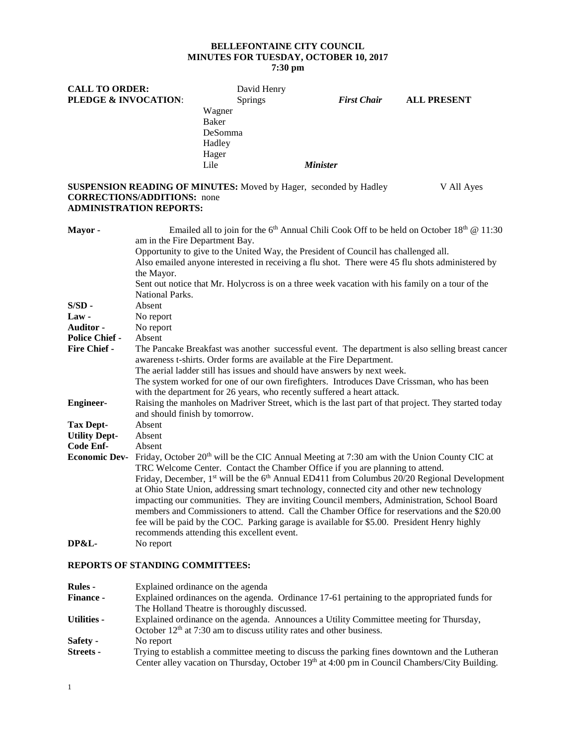**BELLEFONTAINE CITY COUNCIL**
**MINUTES FOR TUESDAY, OCTOBER 10, 2017**
**7:30 pm**

**CALL TO ORDER:** David Henry
**PLEDGE & INVOCATION**: Springs *First Chair* **ALL PRESENT**

Wagner
Baker
DeSomma
Hadley
Hager
Lile *Minister*

**SUSPENSION READING OF MINUTES:** Moved by Hager, seconded by Hadley V All Ayes
**CORRECTIONS/ADDITIONS:** none
**ADMINISTRATION REPORTS:**

**Mayor -** Emailed all to join for the 6th Annual Chili Cook Off to be held on October 18th @ 11:30 am in the Fire Department Bay.
Opportunity to give to the United Way, the President of Council has challenged all.
Also emailed anyone interested in receiving a flu shot. There were 45 flu shots administered by the Mayor.
Sent out notice that Mr. Holycross is on a three week vacation with his family on a tour of the National Parks.

**S/SD -** Absent

**Law -** No report

**Auditor -** No report

**Police Chief -** Absent

**Fire Chief -** The Pancake Breakfast was another successful event. The department is also selling breast cancer awareness t-shirts. Order forms are available at the Fire Department.
The aerial ladder still has issues and should have answers by next week.
The system worked for one of our own firefighters. Introduces Dave Crissman, who has been with the department for 26 years, who recently suffered a heart attack.

**Engineer-** Raising the manholes on Madriver Street, which is the last part of that project. They started today and should finish by tomorrow.

**Tax Dept-** Absent

**Utility Dept-** Absent

**Code Enf-** Absent

**Economic Dev-** Friday, October 20th will be the CIC Annual Meeting at 7:30 am with the Union County CIC at TRC Welcome Center. Contact the Chamber Office if you are planning to attend.
Friday, December, 1st will be the 6th Annual ED411 from Columbus 20/20 Regional Development at Ohio State Union, addressing smart technology, connected city and other new technology impacting our communities. They are inviting Council members, Administration, School Board members and Commissioners to attend. Call the Chamber Office for reservations and the $20.00 fee will be paid by the COC. Parking garage is available for $5.00. President Henry highly recommends attending this excellent event.

**DP&L-** No report

**REPORTS OF STANDING COMMITTEES:**

**Rules -** Explained ordinance on the agenda

**Finance -** Explained ordinances on the agenda. Ordinance 17-61 pertaining to the appropriated funds for The Holland Theatre is thoroughly discussed.

**Utilities -** Explained ordinance on the agenda. Announces a Utility Committee meeting for Thursday, October 12th at 7:30 am to discuss utility rates and other business.

**Safety -** No report

**Streets -** Trying to establish a committee meeting to discuss the parking fines downtown and the Lutheran Center alley vacation on Thursday, October 19th at 4:00 pm in Council Chambers/City Building.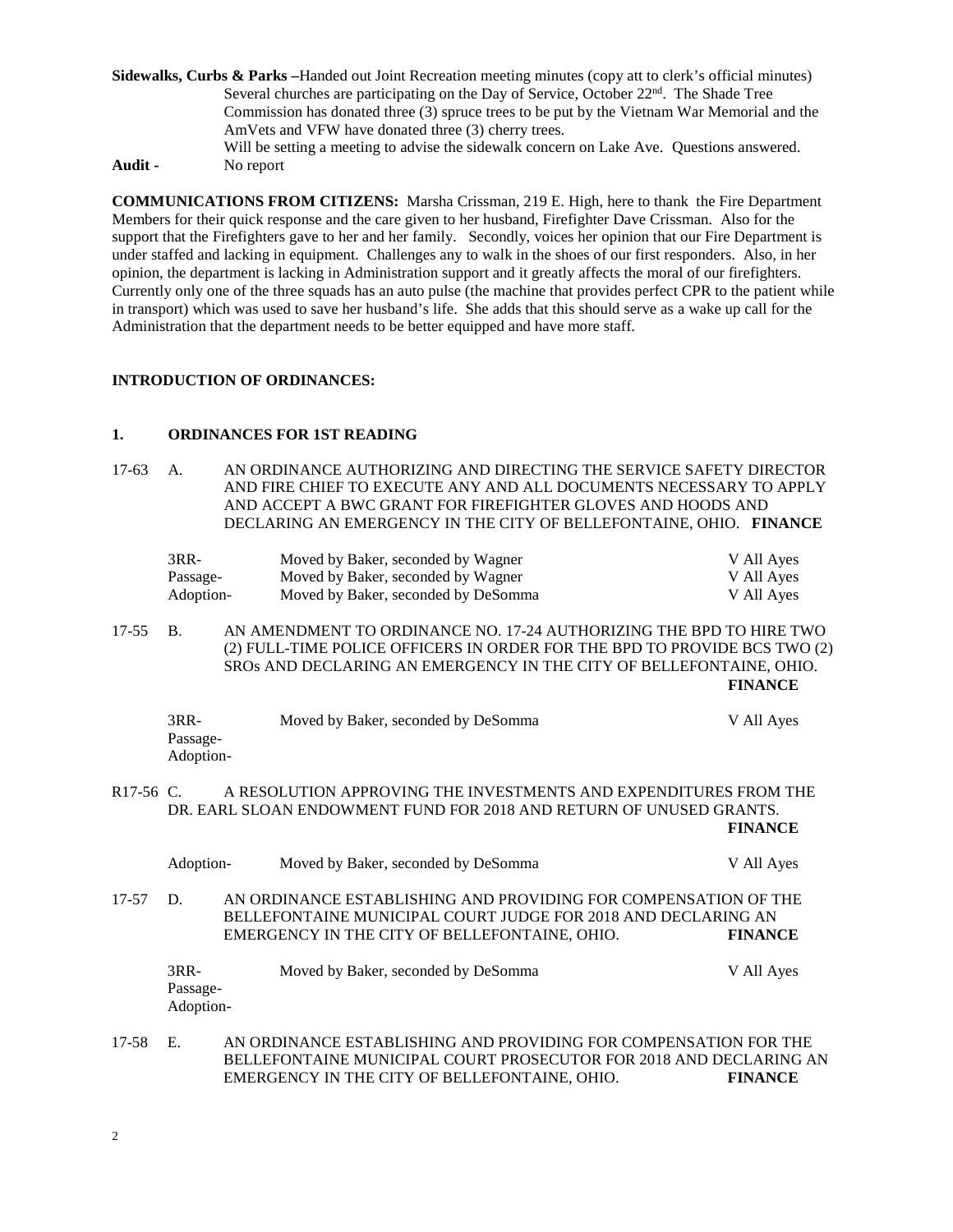**Sidewalks, Curbs & Parks –**Handed out Joint Recreation meeting minutes (copy att to clerk's official minutes) Several churches are participating on the Day of Service, October 22nd. The Shade Tree Commission has donated three (3) spruce trees to be put by the Vietnam War Memorial and the AmVets and VFW have donated three (3) cherry trees.

Will be setting a meeting to advise the sidewalk concern on Lake Ave. Questions answered.

**Audit -** No report

**COMMUNICATIONS FROM CITIZENS:** Marsha Crissman, 219 E. High, here to thank the Fire Department Members for their quick response and the care given to her husband, Firefighter Dave Crissman. Also for the support that the Firefighters gave to her and her family. Secondly, voices her opinion that our Fire Department is under staffed and lacking in equipment. Challenges any to walk in the shoes of our first responders. Also, in her opinion, the department is lacking in Administration support and it greatly affects the moral of our firefighters. Currently only one of the three squads has an auto pulse (the machine that provides perfect CPR to the patient while in transport) which was used to save her husband's life. She adds that this should serve as a wake up call for the Administration that the department needs to be better equipped and have more staff.

**INTRODUCTION OF ORDINANCES:**

**1. ORDINANCES FOR 1ST READING**

17-63 A. AN ORDINANCE AUTHORIZING AND DIRECTING THE SERVICE SAFETY DIRECTOR AND FIRE CHIEF TO EXECUTE ANY AND ALL DOCUMENTS NECESSARY TO APPLY AND ACCEPT A BWC GRANT FOR FIREFIGHTER GLOVES AND HOODS AND DECLARING AN EMERGENCY IN THE CITY OF BELLEFONTAINE, OHIO. **FINANCE**

| | | |
|---|---|---|
| 3RR- | Moved by Baker, seconded by Wagner | V All Ayes |
| Passage- | Moved by Baker, seconded by Wagner | V All Ayes |
| Adoption- | Moved by Baker, seconded by DeSomma | V All Ayes |

17-55 B. AN AMENDMENT TO ORDINANCE NO. 17-24 AUTHORIZING THE BPD TO HIRE TWO (2) FULL-TIME POLICE OFFICERS IN ORDER FOR THE BPD TO PROVIDE BCS TWO (2) SROs AND DECLARING AN EMERGENCY IN THE CITY OF BELLEFONTAINE, OHIO. **FINANCE**

| | | |
|---|---|---|
| 3RR- | Moved by Baker, seconded by DeSomma | V All Ayes |
| Passage- | | |
| Adoption- | | |

R17-56 C. A RESOLUTION APPROVING THE INVESTMENTS AND EXPENDITURES FROM THE DR. EARL SLOAN ENDOWMENT FUND FOR 2018 AND RETURN OF UNUSED GRANTS. **FINANCE**

| | | |
|---|---|---|
| Adoption- | Moved by Baker, seconded by DeSomma | V All Ayes |

17-57 D. AN ORDINANCE ESTABLISHING AND PROVIDING FOR COMPENSATION OF THE BELLEFONTAINE MUNICIPAL COURT JUDGE FOR 2018 AND DECLARING AN EMERGENCY IN THE CITY OF BELLEFONTAINE, OHIO. **FINANCE**

| | | |
|---|---|---|
| 3RR- | Moved by Baker, seconded by DeSomma | V All Ayes |
| Passage- | | |
| Adoption- | | |

17-58 E. AN ORDINANCE ESTABLISHING AND PROVIDING FOR COMPENSATION FOR THE BELLEFONTAINE MUNICIPAL COURT PROSECUTOR FOR 2018 AND DECLARING AN EMERGENCY IN THE CITY OF BELLEFONTAINE, OHIO. **FINANCE**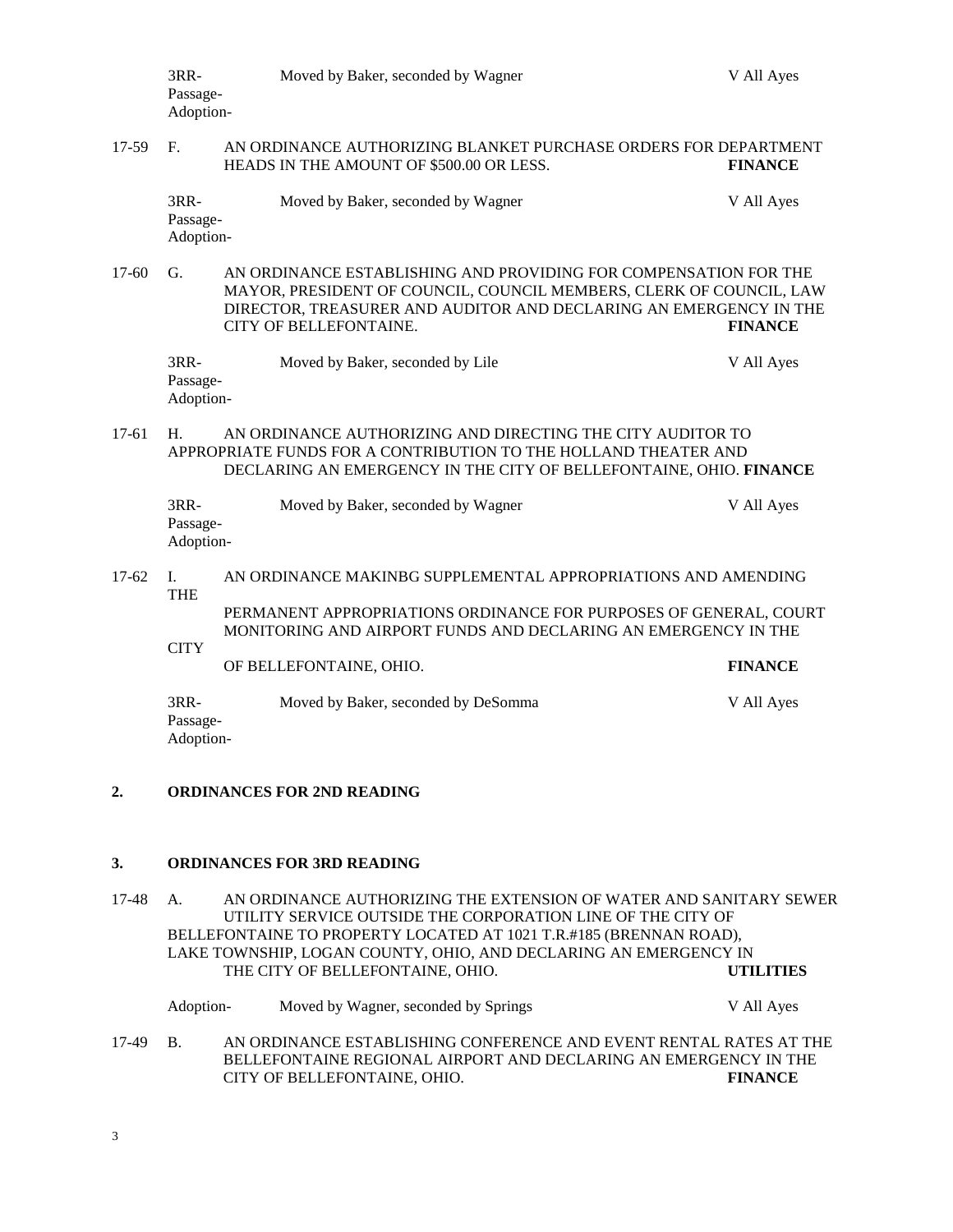3RR-
Passage-
Adoption- Moved by Baker, seconded by Wagner V All Ayes

17-59 F. AN ORDINANCE AUTHORIZING BLANKET PURCHASE ORDERS FOR DEPARTMENT HEADS IN THE AMOUNT OF $500.00 OR LESS. **FINANCE**

3RR-
Passage-
Adoption- Moved by Baker, seconded by Wagner V All Ayes

17-60 G. AN ORDINANCE ESTABLISHING AND PROVIDING FOR COMPENSATION FOR THE MAYOR, PRESIDENT OF COUNCIL, COUNCIL MEMBERS, CLERK OF COUNCIL, LAW DIRECTOR, TREASURER AND AUDITOR AND DECLARING AN EMERGENCY IN THE CITY OF BELLEFONTAINE. **FINANCE**

3RR-
Passage-
Adoption- Moved by Baker, seconded by Lile V All Ayes

17-61 H. AN ORDINANCE AUTHORIZING AND DIRECTING THE CITY AUDITOR TO APPROPRIATE FUNDS FOR A CONTRIBUTION TO THE HOLLAND THEATER AND DECLARING AN EMERGENCY IN THE CITY OF BELLEFONTAINE, OHIO. **FINANCE**

3RR-
Passage-
Adoption- Moved by Baker, seconded by Wagner V All Ayes

17-62 I. AN ORDINANCE MAKINBG SUPPLEMENTAL APPROPRIATIONS AND AMENDING THE PERMANENT APPROPRIATIONS ORDINANCE FOR PURPOSES OF GENERAL, COURT MONITORING AND AIRPORT FUNDS AND DECLARING AN EMERGENCY IN THE CITY OF BELLEFONTAINE, OHIO. **FINANCE**

3RR-
Passage-
Adoption- Moved by Baker, seconded by DeSomma V All Ayes

**2. ORDINANCES FOR 2ND READING**

**3. ORDINANCES FOR 3RD READING**

17-48 A. AN ORDINANCE AUTHORIZING THE EXTENSION OF WATER AND SANITARY SEWER UTILITY SERVICE OUTSIDE THE CORPORATION LINE OF THE CITY OF BELLEFONTAINE TO PROPERTY LOCATED AT 1021 T.R.#185 (BRENNAN ROAD), LAKE TOWNSHIP, LOGAN COUNTY, OHIO, AND DECLARING AN EMERGENCY IN THE CITY OF BELLEFONTAINE, OHIO. **UTILITIES**

Adoption- Moved by Wagner, seconded by Springs V All Ayes

17-49 B. AN ORDINANCE ESTABLISHING CONFERENCE AND EVENT RENTAL RATES AT THE BELLEFONTAINE REGIONAL AIRPORT AND DECLARING AN EMERGENCY IN THE CITY OF BELLEFONTAINE, OHIO. **FINANCE**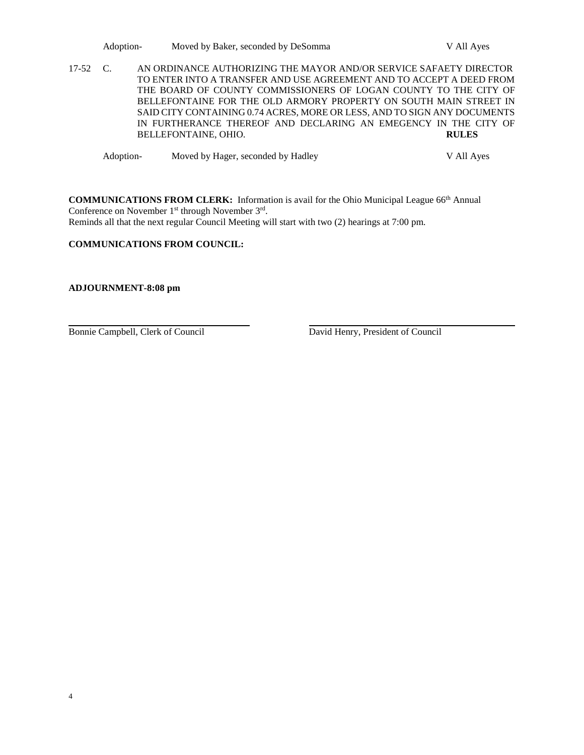Adoption- Moved by Baker, seconded by DeSomma V All Ayes

17-52 C. AN ORDINANCE AUTHORIZING THE MAYOR AND/OR SERVICE SAFAETY DIRECTOR TO ENTER INTO A TRANSFER AND USE AGREEMENT AND TO ACCEPT A DEED FROM THE BOARD OF COUNTY COMMISSIONERS OF LOGAN COUNTY TO THE CITY OF BELLEFONTAINE FOR THE OLD ARMORY PROPERTY ON SOUTH MAIN STREET IN SAID CITY CONTAINING 0.74 ACRES, MORE OR LESS, AND TO SIGN ANY DOCUMENTS IN FURTHERANCE THEREOF AND DECLARING AN EMEGENCY IN THE CITY OF BELLEFONTAINE, OHIO. **RULES**

Adoption- Moved by Hager, seconded by Hadley V All Ayes

**COMMUNICATIONS FROM CLERK:** Information is avail for the Ohio Municipal League 66th Annual Conference on November 1st through November 3rd.
Reminds all that the next regular Council Meeting will start with two (2) hearings at 7:00 pm.

**COMMUNICATIONS FROM COUNCIL:**

**ADJOURNMENT-8:08 pm**

Bonnie Campbell, Clerk of Council

David Henry, President of Council